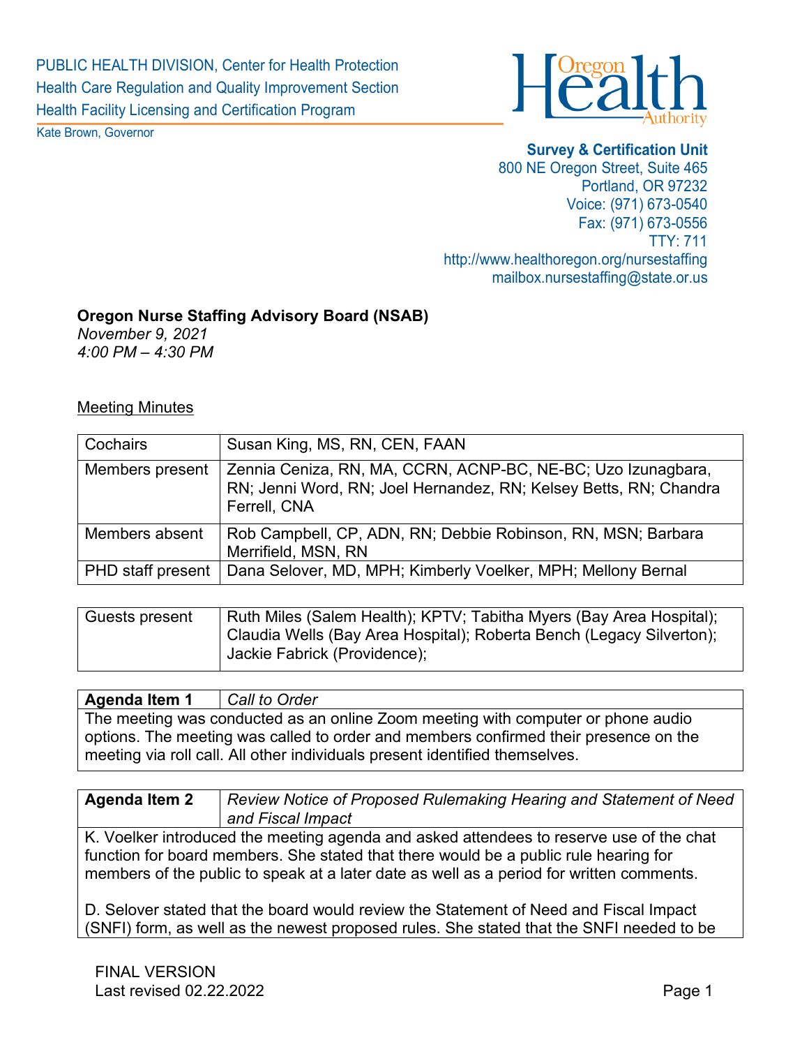PUBLIC HEALTH DIVISION, Center for Health Protection
Health Care Regulation and Quality Improvement Section
Health Facility Licensing and Certification Program

Kate Brown, Governor

**Survey & Certification Unit**
800 NE Oregon Street, Suite 465
Portland, OR 97232
Voice: (971) 673-0540
Fax: (971) 673-0556
TTY: 711
http://www.healthoregon.org/nursestaffing
mailbox.nursestaffing@state.or.us

**Oregon Nurse Staffing Advisory Board (NSAB)**
*November 9, 2021*
*4:00 PM – 4:30 PM*

<u>Meeting Minutes</u>

| Cochairs | Susan King, MS, RN, CEN, FAAN |
|---|---|
| Members present | Zennia Ceniza, RN, MA, CCRN, ACNP-BC, NE-BC; Uzo Izunagbara, RN; Jenni Word, RN; Joel Hernandez, RN; Kelsey Betts, RN; Chandra Ferrell, CNA |
| Members absent | Rob Campbell, CP, ADN, RN; Debbie Robinson, RN, MSN; Barbara Merrifield, MSN, RN |
| PHD staff present | Dana Selover, MD, MPH; Kimberly Voelker, MPH; Mellony Bernal |

| Guests present | Ruth Miles (Salem Health); KPTV; Tabitha Myers (Bay Area Hospital); Claudia Wells (Bay Area Hospital); Roberta Bench (Legacy Silverton); Jackie Fabrick (Providence); |
|---|---|

| **Agenda Item 1** | *Call to Order* |
|---|---|

The meeting was conducted as an online Zoom meeting with computer or phone audio options. The meeting was called to order and members confirmed their presence on the meeting via roll call. All other individuals present identified themselves.

| **Agenda Item 2** | *Review Notice of Proposed Rulemaking Hearing and Statement of Need and Fiscal Impact* |
|---|---|

K. Voelker introduced the meeting agenda and asked attendees to reserve use of the chat function for board members. She stated that there would be a public rule hearing for members of the public to speak at a later date as well as a period for written comments.

D. Selover stated that the board would review the Statement of Need and Fiscal Impact (SNFI) form, as well as the newest proposed rules. She stated that the SNFI needed to be

FINAL VERSION
Last revised 02.22.2022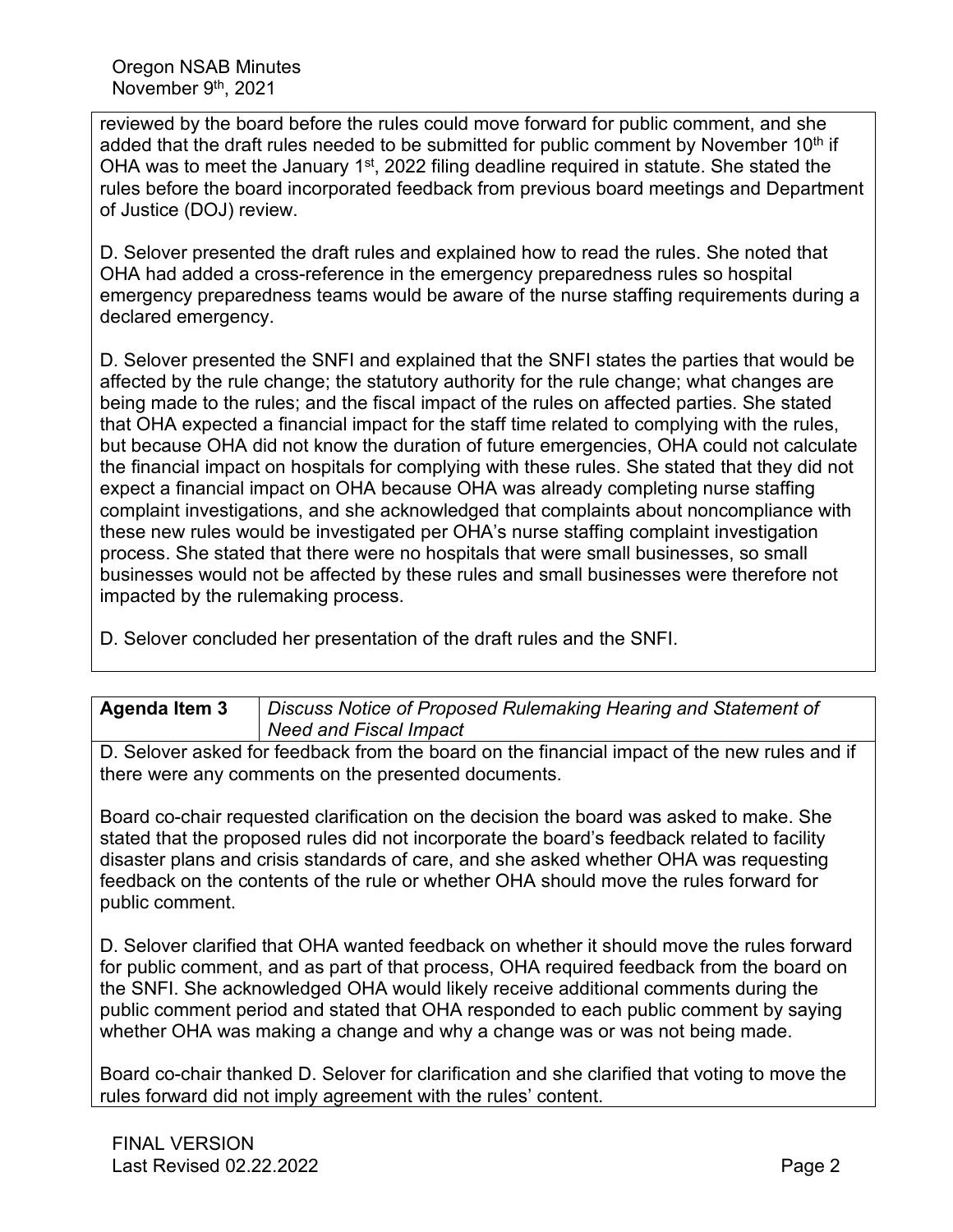reviewed by the board before the rules could move forward for public comment, and she added that the draft rules needed to be submitted for public comment by November 10th if OHA was to meet the January 1st, 2022 filing deadline required in statute. She stated the rules before the board incorporated feedback from previous board meetings and Department of Justice (DOJ) review.

D. Selover presented the draft rules and explained how to read the rules. She noted that OHA had added a cross-reference in the emergency preparedness rules so hospital emergency preparedness teams would be aware of the nurse staffing requirements during a declared emergency.

D. Selover presented the SNFI and explained that the SNFI states the parties that would be affected by the rule change; the statutory authority for the rule change; what changes are being made to the rules; and the fiscal impact of the rules on affected parties. She stated that OHA expected a financial impact for the staff time related to complying with the rules, but because OHA did not know the duration of future emergencies, OHA could not calculate the financial impact on hospitals for complying with these rules. She stated that they did not expect a financial impact on OHA because OHA was already completing nurse staffing complaint investigations, and she acknowledged that complaints about noncompliance with these new rules would be investigated per OHA's nurse staffing complaint investigation process. She stated that there were no hospitals that were small businesses, so small businesses would not be affected by these rules and small businesses were therefore not impacted by the rulemaking process.

D. Selover concluded her presentation of the draft rules and the SNFI.

| **Agenda Item 3** | *Discuss Notice of Proposed Rulemaking Hearing and Statement of Need and Fiscal Impact* |
|---|---|

D. Selover asked for feedback from the board on the financial impact of the new rules and if there were any comments on the presented documents.

Board co-chair requested clarification on the decision the board was asked to make. She stated that the proposed rules did not incorporate the board's feedback related to facility disaster plans and crisis standards of care, and she asked whether OHA was requesting feedback on the contents of the rule or whether OHA should move the rules forward for public comment.

D. Selover clarified that OHA wanted feedback on whether it should move the rules forward for public comment, and as part of that process, OHA required feedback from the board on the SNFI. She acknowledged OHA would likely receive additional comments during the public comment period and stated that OHA responded to each public comment by saying whether OHA was making a change and why a change was or was not being made.

Board co-chair thanked D. Selover for clarification and she clarified that voting to move the rules forward did not imply agreement with the rules' content.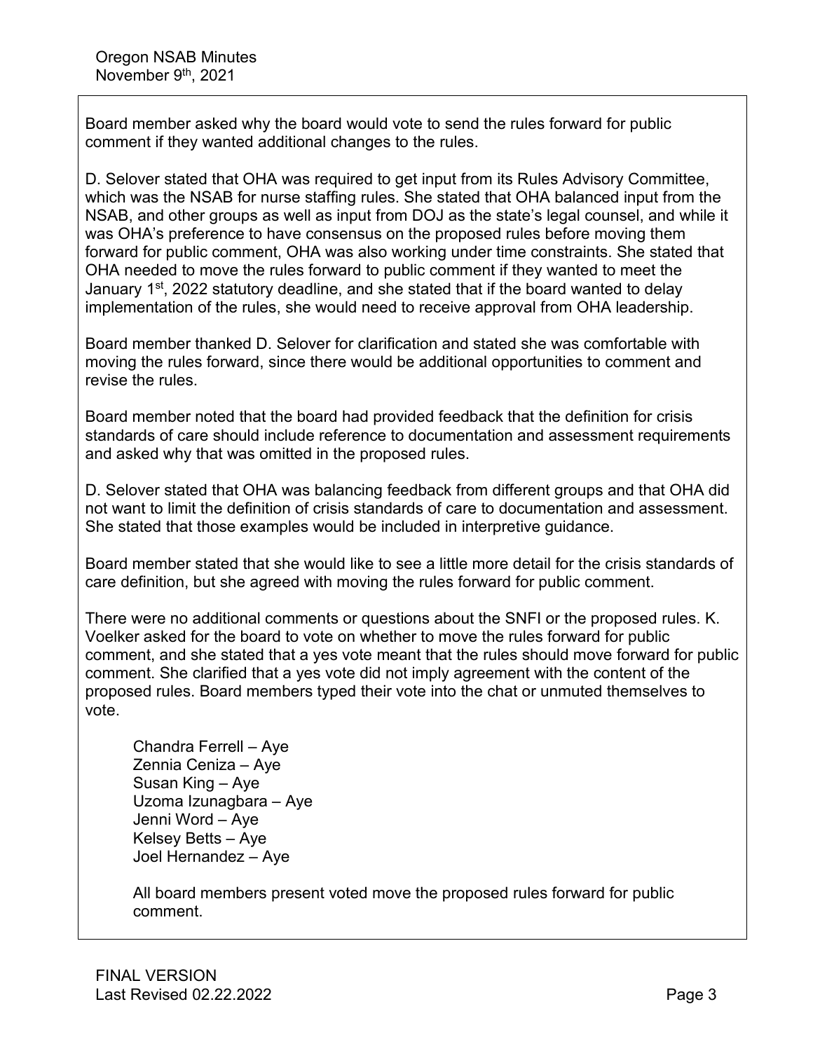Board member asked why the board would vote to send the rules forward for public comment if they wanted additional changes to the rules.

D. Selover stated that OHA was required to get input from its Rules Advisory Committee, which was the NSAB for nurse staffing rules. She stated that OHA balanced input from the NSAB, and other groups as well as input from DOJ as the state's legal counsel, and while it was OHA's preference to have consensus on the proposed rules before moving them forward for public comment, OHA was also working under time constraints. She stated that OHA needed to move the rules forward to public comment if they wanted to meet the January 1st, 2022 statutory deadline, and she stated that if the board wanted to delay implementation of the rules, she would need to receive approval from OHA leadership.

Board member thanked D. Selover for clarification and stated she was comfortable with moving the rules forward, since there would be additional opportunities to comment and revise the rules.

Board member noted that the board had provided feedback that the definition for crisis standards of care should include reference to documentation and assessment requirements and asked why that was omitted in the proposed rules.

D. Selover stated that OHA was balancing feedback from different groups and that OHA did not want to limit the definition of crisis standards of care to documentation and assessment. She stated that those examples would be included in interpretive guidance.

Board member stated that she would like to see a little more detail for the crisis standards of care definition, but she agreed with moving the rules forward for public comment.

There were no additional comments or questions about the SNFI or the proposed rules. K. Voelker asked for the board to vote on whether to move the rules forward for public comment, and she stated that a yes vote meant that the rules should move forward for public comment. She clarified that a yes vote did not imply agreement with the content of the proposed rules. Board members typed their vote into the chat or unmuted themselves to vote.

Chandra Ferrell – Aye
Zennia Ceniza – Aye
Susan King – Aye
Uzoma Izunagbara – Aye
Jenni Word – Aye
Kelsey Betts – Aye
Joel Hernandez – Aye

All board members present voted move the proposed rules forward for public comment.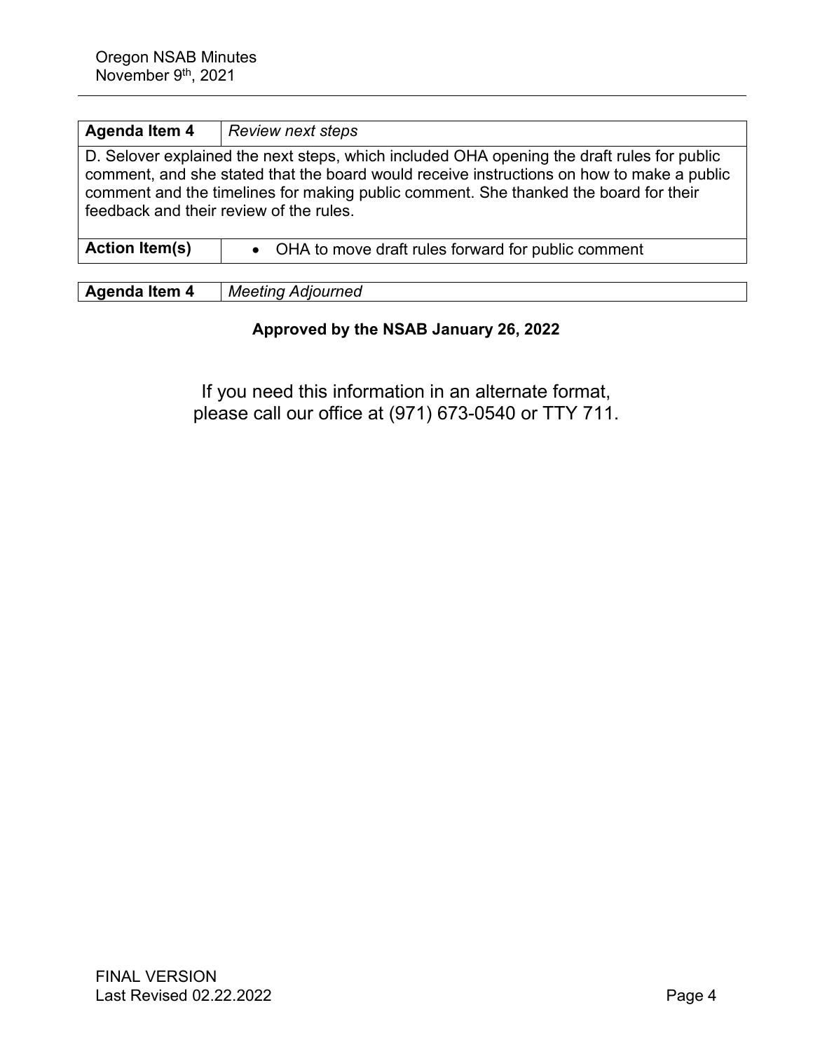| Agenda Item 4 | *Review next steps* |
|---|---|
| D. Selover explained the next steps, which included OHA opening the draft rules for public comment, and she stated that the board would receive instructions on how to make a public comment and the timelines for making public comment. She thanked the board for their feedback and their review of the rules. | |
| **Action Item(s)** | • OHA to move draft rules forward for public comment |

| Agenda Item 4 | *Meeting Adjourned* |
|---|---|

**Approved by the NSAB January 26, 2022**

If you need this information in an alternate format, please call our office at (971) 673-0540 or TTY 711.

FINAL VERSION
Last Revised 02.22.2022